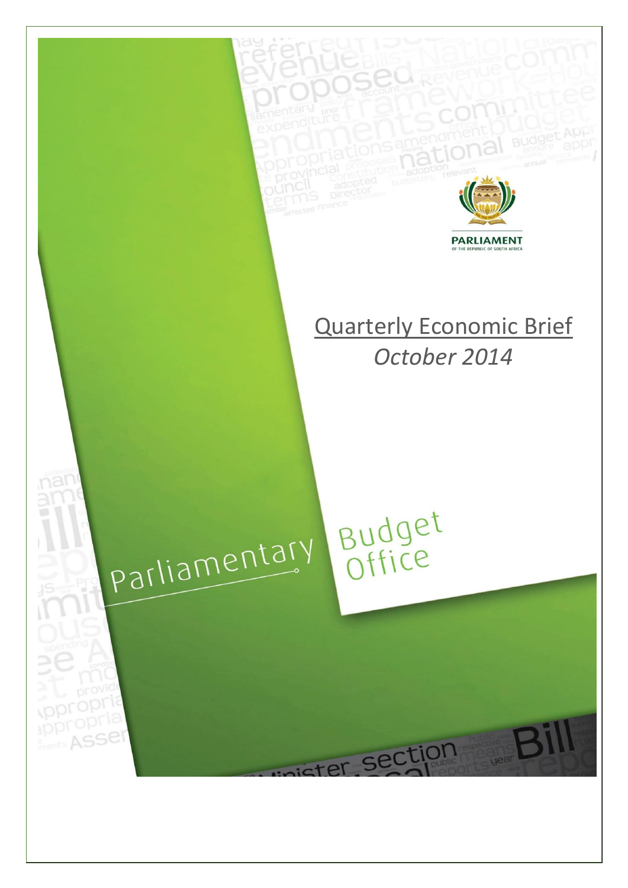PARLIAMENT

OF THE REPUBLIC OF SOUTH AFRICA

# Quarterly Economic Brief

*October 2014*

Parliamentary Budget Office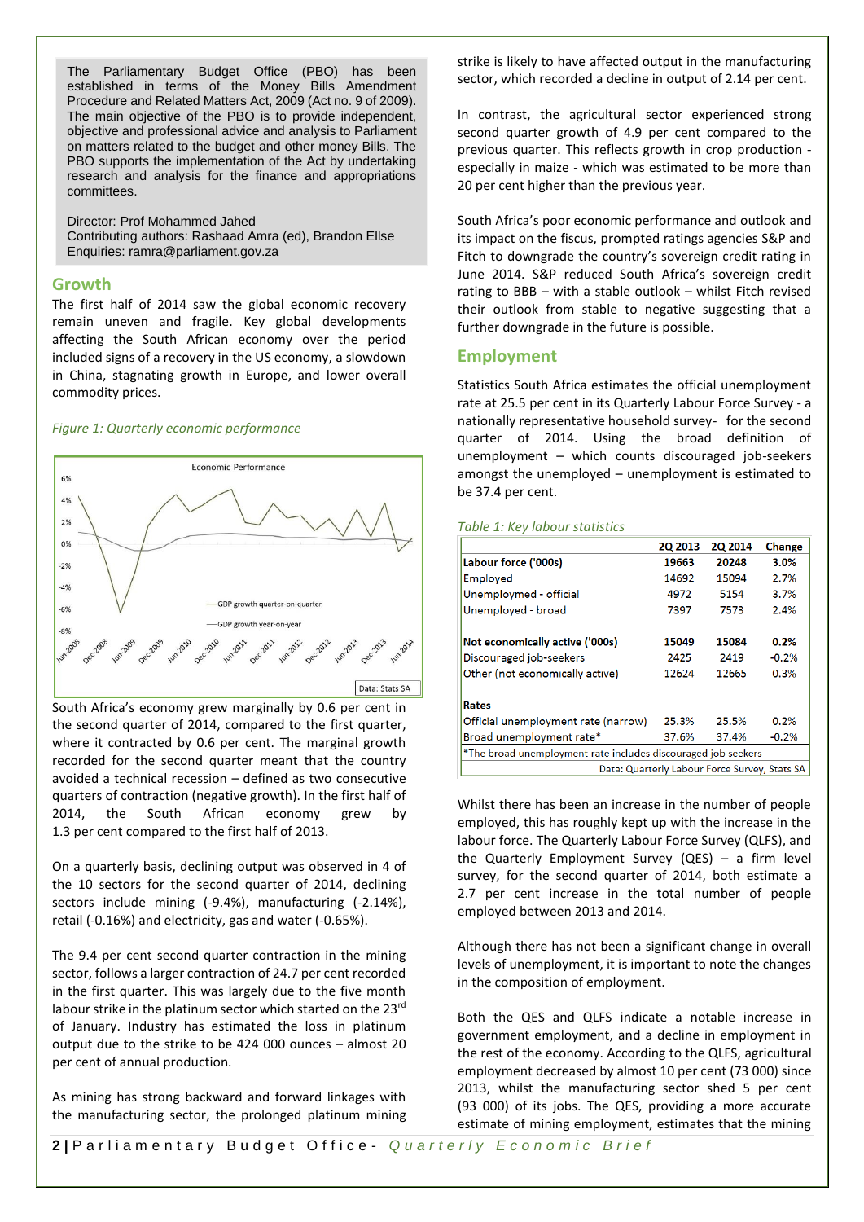The Parliamentary Budget Office (PBO) has been established in terms of the Money Bills Amendment Procedure and Related Matters Act, 2009 (Act no. 9 of 2009). The main objective of the PBO is to provide independent, objective and professional advice and analysis to Parliament on matters related to the budget and other money Bills. The PBO supports the implementation of the Act by undertaking research and analysis for the finance and appropriations committees.

Director: Prof Mohammed Jahed
Contributing authors: Rashaad Amra (ed), Brandon Ellse
Enquiries: ramra@parliament.gov.za

## Growth

The first half of 2014 saw the global economic recovery remain uneven and fragile. Key global developments affecting the South African economy over the period included signs of a recovery in the US economy, a slowdown in China, stagnating growth in Europe, and lower overall commodity prices.

*Figure 1: Quarterly economic performance*

South Africa's economy grew marginally by 0.6 per cent in the second quarter of 2014, compared to the first quarter, where it contracted by 0.6 per cent. The marginal growth recorded for the second quarter meant that the country avoided a technical recession – defined as two consecutive quarters of contraction (negative growth). In the first half of 2014, the South African economy grew by 1.3 per cent compared to the first half of 2013.

On a quarterly basis, declining output was observed in 4 of the 10 sectors for the second quarter of 2014, declining sectors include mining (-9.4%), manufacturing (-2.14%), retail (-0.16%) and electricity, gas and water (-0.65%).

The 9.4 per cent second quarter contraction in the mining sector, follows a larger contraction of 24.7 per cent recorded in the first quarter. This was largely due to the five month labour strike in the platinum sector which started on the 23rd of January. Industry has estimated the loss in platinum output due to the strike to be 424 000 ounces – almost 20 per cent of annual production.

As mining has strong backward and forward linkages with the manufacturing sector, the prolonged platinum mining strike is likely to have affected output in the manufacturing sector, which recorded a decline in output of 2.14 per cent.

In contrast, the agricultural sector experienced strong second quarter growth of 4.9 per cent compared to the previous quarter. This reflects growth in crop production - especially in maize - which was estimated to be more than 20 per cent higher than the previous year.

South Africa's poor economic performance and outlook and its impact on the fiscus, prompted ratings agencies S&P and Fitch to downgrade the country's sovereign credit rating in June 2014. S&P reduced South Africa's sovereign credit rating to BBB – with a stable outlook – whilst Fitch revised their outlook from stable to negative suggesting that a further downgrade in the future is possible.

## Employment

Statistics South Africa estimates the official unemployment rate at 25.5 per cent in its Quarterly Labour Force Survey - a nationally representative household survey- for the second quarter of 2014. Using the broad definition of unemployment – which counts discouraged job-seekers amongst the unemployed – unemployment is estimated to be 37.4 per cent.

*Table 1: Key labour statistics*

| | 2Q 2013 | 2Q 2014 | Change |
|---|---|---|---|
| **Labour force ('000s)** | 19663 | 20248 | 3.0% |
| Employed | 14692 | 15094 | 2.7% |
| Unemployed - official | 4972 | 5154 | 3.7% |
| Unemployed - broad | 7397 | 7573 | 2.4% |
| | | | |
| **Not economically active ('000s)** | 15049 | 15084 | 0.2% |
| Discouraged job-seekers | 2425 | 2419 | -0.2% |
| Other (not economically active) | 12624 | 12665 | 0.3% |
| | | | |
| **Rates** | | | |
| Official unemployment rate (narrow) | 25.3% | 25.5% | 0.2% |
| Broad unemployment rate* | 37.6% | 37.4% | -0.2% |

*The broad unemployment rate includes discouraged job seekers

Data: Quarterly Labour Force Survey, Stats SA

Whilst there has been an increase in the number of people employed, this has roughly kept up with the increase in the labour force. The Quarterly Labour Force Survey (QLFS), and the Quarterly Employment Survey (QES) – a firm level survey, for the second quarter of 2014, both estimate a 2.7 per cent increase in the total number of people employed between 2013 and 2014.

Although there has not been a significant change in overall levels of unemployment, it is important to note the changes in the composition of employment.

Both the QES and QLFS indicate a notable increase in government employment, and a decline in employment in the rest of the economy. According to the QLFS, agricultural employment decreased by almost 10 per cent (73 000) since 2013, whilst the manufacturing sector shed 5 per cent (93 000) of its jobs. The QES, providing a more accurate estimate of mining employment, estimates that the mining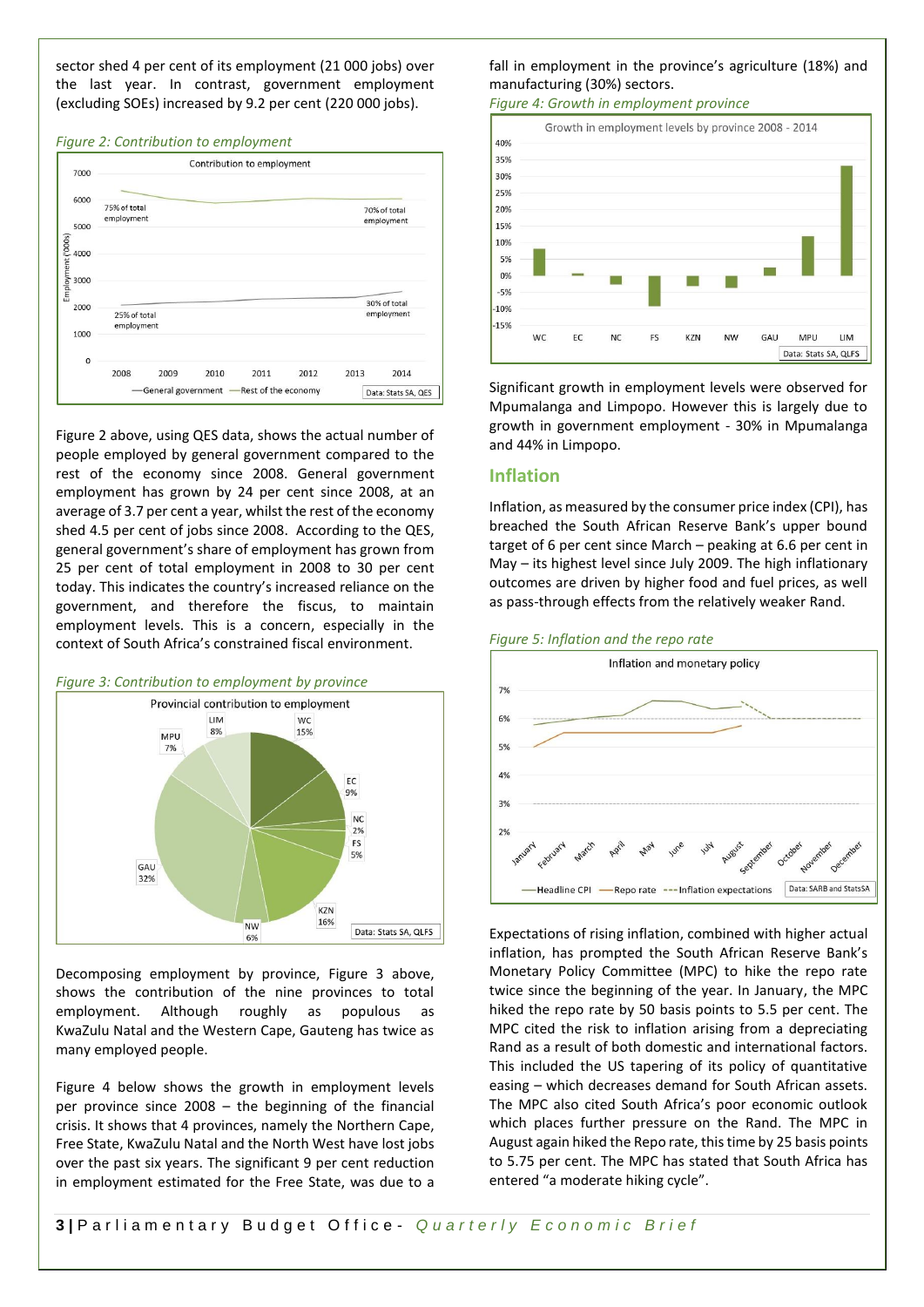sector shed 4 per cent of its employment (21 000 jobs) over the last year. In contrast, government employment (excluding SOEs) increased by 9.2 per cent (220 000 jobs).

*Figure 2: Contribution to employment*

Figure 2 above, using QES data, shows the actual number of people employed by general government compared to the rest of the economy since 2008. General government employment has grown by 24 per cent since 2008, at an average of 3.7 per cent a year, whilst the rest of the economy shed 4.5 per cent of jobs since 2008. According to the QES, general government's share of employment has grown from 25 per cent of total employment in 2008 to 30 per cent today. This indicates the country's increased reliance on the government, and therefore the fiscus, to maintain employment levels. This is a concern, especially in the context of South Africa's constrained fiscal environment.

*Figure 3: Contribution to employment by province*

Decomposing employment by province, Figure 3 above, shows the contribution of the nine provinces to total employment. Although roughly as populous as KwaZulu Natal and the Western Cape, Gauteng has twice as many employed people.

Figure 4 below shows the growth in employment levels per province since 2008 – the beginning of the financial crisis. It shows that 4 provinces, namely the Northern Cape, Free State, KwaZulu Natal and the North West have lost jobs over the past six years. The significant 9 per cent reduction in employment estimated for the Free State, was due to a fall in employment in the province's agriculture (18%) and manufacturing (30%) sectors.

*Figure 4: Growth in employment province*

Significant growth in employment levels were observed for Mpumalanga and Limpopo. However this is largely due to growth in government employment - 30% in Mpumalanga and 44% in Limpopo.

## Inflation

Inflation, as measured by the consumer price index (CPI), has breached the South African Reserve Bank's upper bound target of 6 per cent since March – peaking at 6.6 per cent in May – its highest level since July 2009. The high inflationary outcomes are driven by higher food and fuel prices, as well as pass-through effects from the relatively weaker Rand.

*Figure 5: Inflation and the repo rate*

Expectations of rising inflation, combined with higher actual inflation, has prompted the South African Reserve Bank's Monetary Policy Committee (MPC) to hike the repo rate twice since the beginning of the year. In January, the MPC hiked the repo rate by 50 basis points to 5.5 per cent. The MPC cited the risk to inflation arising from a depreciating Rand as a result of both domestic and international factors. This included the US tapering of its policy of quantitative easing – which decreases demand for South African assets. The MPC also cited South Africa's poor economic outlook which places further pressure on the Rand. The MPC in August again hiked the Repo rate, this time by 25 basis points to 5.75 per cent. The MPC has stated that South Africa has entered "a moderate hiking cycle".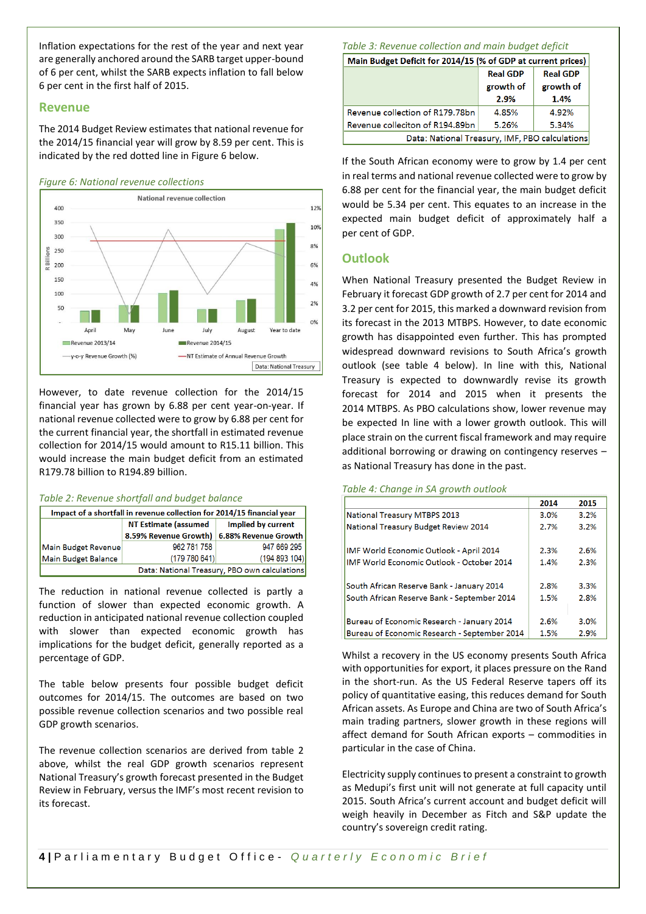Inflation expectations for the rest of the year and next year are generally anchored around the SARB target upper-bound of 6 per cent, whilst the SARB expects inflation to fall below 6 per cent in the first half of 2015.

## Revenue

The 2014 Budget Review estimates that national revenue for the 2014/15 financial year will grow by 8.59 per cent. This is indicated by the red dotted line in Figure 6 below.

*Figure 6: National revenue collections*

National revenue collection

400
350
300
250
200
150
100
50
-

R Billions

12%
10%
8%
6%
4%
2%
0%

April
May
June
July
August
Year to date

Revenue 2013/14
Revenue 2014/15
y-o-y Revenue Growth (%)
NT Estimate of Annual Revenue Growth

Data: National Treasury

However, to date revenue collection for the 2014/15 financial year has grown by 6.88 per cent year-on-year. If national revenue collected were to grow by 6.88 per cent for the current financial year, the shortfall in estimated revenue collection for 2014/15 would amount to R15.11 billion. This would increase the main budget deficit from an estimated R179.78 billion to R194.89 billion.

*Table 2: Revenue shortfall and budget balance*

| Impact of a shortfall in revenue collection for 2014/15 financial year | | |
|---|---|---|
| | NT Estimate (assumed 8.59% Revenue Growth) | Implied by current 6.88% Revenue Growth |
| Main Budget Revenue | 962 781 758 | 947 669 295 |
| Main Budget Balance | (179 780 641) | (194 893 104) |
| Data: National Treasury, PBO own calculations | | |

The reduction in national revenue collected is partly a function of slower than expected economic growth. A reduction in anticipated national revenue collection coupled with slower than expected economic growth has implications for the budget deficit, generally reported as a percentage of GDP.

The table below presents four possible budget deficit outcomes for 2014/15. The outcomes are based on two possible revenue collection scenarios and two possible real GDP growth scenarios.

The revenue collection scenarios are derived from table 2 above, whilst the real GDP growth scenarios represent National Treasury's growth forecast presented in the Budget Review in February, versus the IMF's most recent revision to its forecast.

*Table 3: Revenue collection and main budget deficit*

| Main Budget Deficit for 2014/15 (% of GDP at current prices) | | |
|---|---|---|
| | Real GDP growth of 2.9% | Real GDP growth of 1.4% |
| Revenue collection of R179.78bn | 4.85% | 4.92% |
| Revenue colleciton of R194.89bn | 5.26% | 5.34% |
| Data: National Treasury, IMF, PBO calculations | | |

If the South African economy were to grow by 1.4 per cent in real terms and national revenue collected were to grow by 6.88 per cent for the financial year, the main budget deficit would be 5.34 per cent. This equates to an increase in the expected main budget deficit of approximately half a per cent of GDP.

## Outlook

When National Treasury presented the Budget Review in February it forecast GDP growth of 2.7 per cent for 2014 and 3.2 per cent for 2015, this marked a downward revision from its forecast in the 2013 MTBPS. However, to date economic growth has disappointed even further. This has prompted widespread downward revisions to South Africa's growth outlook (see table 4 below). In line with this, National Treasury is expected to downwardly revise its growth forecast for 2014 and 2015 when it presents the 2014 MTBPS. As PBO calculations show, lower revenue may be expected In line with a lower growth outlook. This will place strain on the current fiscal framework and may require additional borrowing or drawing on contingency reserves – as National Treasury has done in the past.

*Table 4: Change in SA growth outlook*

| | 2014 | 2015 |
|---|---|---|
| National Treasury MTBPS 2013 | 3.0% | 3.2% |
| National Treasury Budget Review 2014 | 2.7% | 3.2% |
| IMF World Economic Outlook - April 2014 | 2.3% | 2.6% |
| IMF World Economic Outlook - October 2014 | 1.4% | 2.3% |
| South African Reserve Bank - January 2014 | 2.8% | 3.3% |
| South African Reserve Bank - September 2014 | 1.5% | 2.8% |
| Bureau of Economic Research - January 2014 | 2.6% | 3.0% |
| Bureau of Economic Research - September 2014 | 1.5% | 2.9% |

Whilst a recovery in the US economy presents South Africa with opportunities for export, it places pressure on the Rand in the short-run. As the US Federal Reserve tapers off its policy of quantitative easing, this reduces demand for South African assets. As Europe and China are two of South Africa's main trading partners, slower growth in these regions will affect demand for South African exports – commodities in particular in the case of China.

Electricity supply continues to present a constraint to growth as Medupi's first unit will not generate at full capacity until 2015. South Africa's current account and budget deficit will weigh heavily in December as Fitch and S&P update the country's sovereign credit rating.